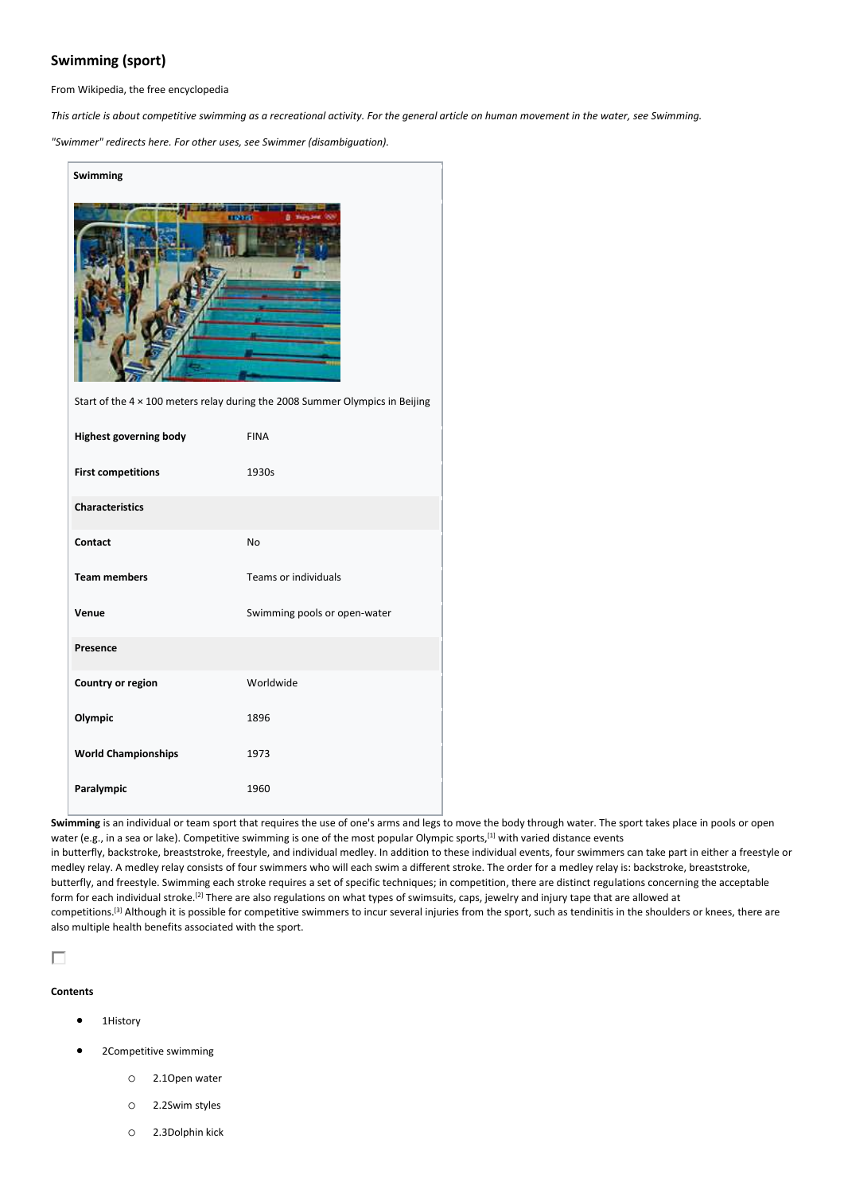# Swimming (sport)

From Wikipedia, the free encyclopedia

*This article is about competitive swimming as a recreational activity. For the general article on human movement in the water, see Swimming.*

*"Swimmer" redirects here. For other uses, see Swimmer (disambiguation).*

| Swimming | |
|---|---|
| Start of the 4 × 100 meters relay during the 2008 Summer Olympics in Beijing | |
| **Highest governing body** | FINA |
| **First competitions** | 1930s |
| **Characteristics** | |
| **Contact** | No |
| **Team members** | Teams or individuals |
| **Venue** | Swimming pools or open-water |
| **Presence** | |
| **Country or region** | Worldwide |
| **Olympic** | 1896 |
| **World Championships** | 1973 |
| **Paralympic** | 1960 |

**Swimming** is an individual or team sport that requires the use of one's arms and legs to move the body through water. The sport takes place in pools or open water (e.g., in a sea or lake). Competitive swimming is one of the most popular Olympic sports,[1] with varied distance events in butterfly, backstroke, breaststroke, freestyle, and individual medley. In addition to these individual events, four swimmers can take part in either a freestyle or medley relay. A medley relay consists of four swimmers who will each swim a different stroke. The order for a medley relay is: backstroke, breaststroke, butterfly, and freestyle. Swimming each stroke requires a set of specific techniques; in competition, there are distinct regulations concerning the acceptable form for each individual stroke.[2] There are also regulations on what types of swimsuits, caps, jewelry and injury tape that are allowed at competitions.[3] Although it is possible for competitive swimmers to incur several injuries from the sport, such as tendinitis in the shoulders or knees, there are also multiple health benefits associated with the sport.

**Contents**

- 1History
- 2Competitive swimming
  - 2.1Open water
  - 2.2Swim styles
  - 2.3Dolphin kick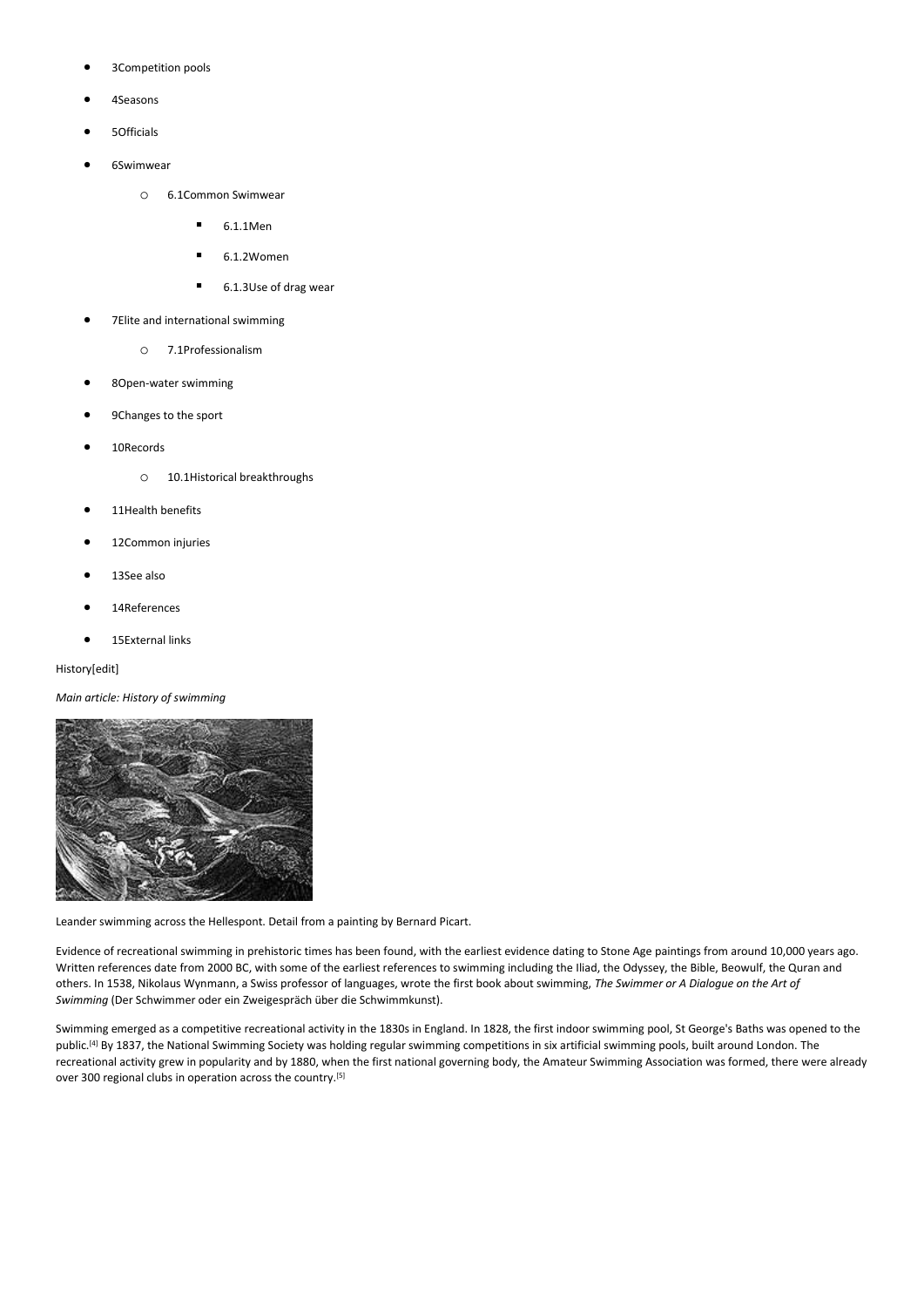- 3Competition pools
- 4Seasons
- 5Officials
- 6Swimwear
    - 6.1Common Swimwear
        - 6.1.1Men
        - 6.1.2Women
        - 6.1.3Use of drag wear
- 7Elite and international swimming
    - 7.1Professionalism
- 8Open-water swimming
- 9Changes to the sport
- 10Records
    - 10.1Historical breakthroughs
- 11Health benefits
- 12Common injuries
- 13See also
- 14References
- 15External links

## History[edit]

*Main article: History of swimming*

Leander swimming across the Hellespont. Detail from a painting by Bernard Picart.

Evidence of recreational swimming in prehistoric times has been found, with the earliest evidence dating to Stone Age paintings from around 10,000 years ago. Written references date from 2000 BC, with some of the earliest references to swimming including the Iliad, the Odyssey, the Bible, Beowulf, the Quran and others. In 1538, Nikolaus Wynmann, a Swiss professor of languages, wrote the first book about swimming, *The Swimmer or A Dialogue on the Art of Swimming* (Der Schwimmer oder ein Zweigespräch über die Schwimmkunst).

Swimming emerged as a competitive recreational activity in the 1830s in England. In 1828, the first indoor swimming pool, St George's Baths was opened to the public.[4] By 1837, the National Swimming Society was holding regular swimming competitions in six artificial swimming pools, built around London. The recreational activity grew in popularity and by 1880, when the first national governing body, the Amateur Swimming Association was formed, there were already over 300 regional clubs in operation across the country.[5]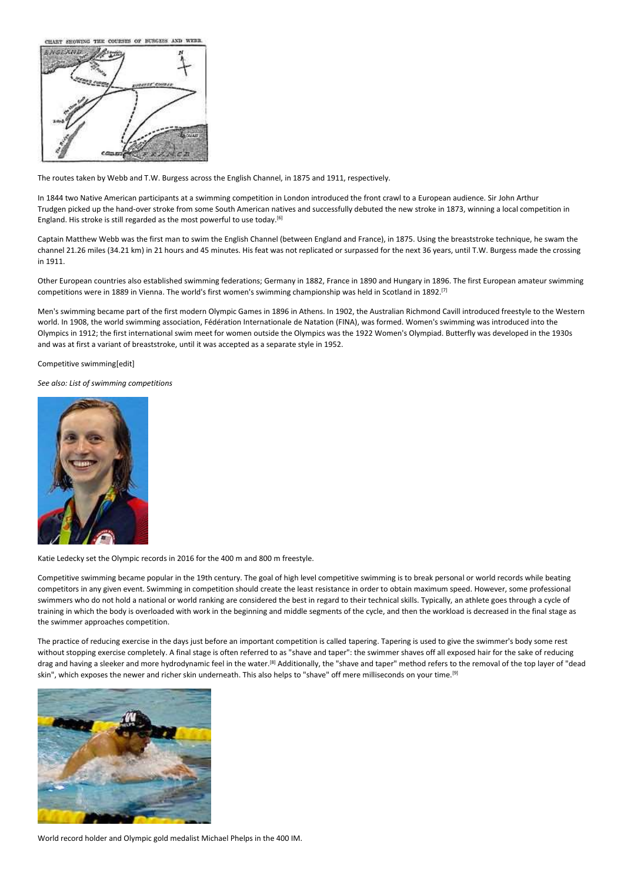The routes taken by Webb and T.W. Burgess across the English Channel, in 1875 and 1911, respectively.

In 1844 two Native American participants at a swimming competition in London introduced the front crawl to a European audience. Sir John Arthur Trudgen picked up the hand-over stroke from some South American natives and successfully debuted the new stroke in 1873, winning a local competition in England. His stroke is still regarded as the most powerful to use today.[6]

Captain Matthew Webb was the first man to swim the English Channel (between England and France), in 1875. Using the breaststroke technique, he swam the channel 21.26 miles (34.21 km) in 21 hours and 45 minutes. His feat was not replicated or surpassed for the next 36 years, until T.W. Burgess made the crossing in 1911.

Other European countries also established swimming federations; Germany in 1882, France in 1890 and Hungary in 1896. The first European amateur swimming competitions were in 1889 in Vienna. The world's first women's swimming championship was held in Scotland in 1892.[7]

Men's swimming became part of the first modern Olympic Games in 1896 in Athens. In 1902, the Australian Richmond Cavill introduced freestyle to the Western world. In 1908, the world swimming association, Fédération Internationale de Natation (FINA), was formed. Women's swimming was introduced into the Olympics in 1912; the first international swim meet for women outside the Olympics was the 1922 Women's Olympiad. Butterfly was developed in the 1930s and was at first a variant of breaststroke, until it was accepted as a separate style in 1952.

## Competitive swimming[edit]

*See also: List of swimming competitions*

Katie Ledecky set the Olympic records in 2016 for the 400 m and 800 m freestyle.

Competitive swimming became popular in the 19th century. The goal of high level competitive swimming is to break personal or world records while beating competitors in any given event. Swimming in competition should create the least resistance in order to obtain maximum speed. However, some professional swimmers who do not hold a national or world ranking are considered the best in regard to their technical skills. Typically, an athlete goes through a cycle of training in which the body is overloaded with work in the beginning and middle segments of the cycle, and then the workload is decreased in the final stage as the swimmer approaches competition.

The practice of reducing exercise in the days just before an important competition is called tapering. Tapering is used to give the swimmer's body some rest without stopping exercise completely. A final stage is often referred to as "shave and taper": the swimmer shaves off all exposed hair for the sake of reducing drag and having a sleeker and more hydrodynamic feel in the water.[8] Additionally, the "shave and taper" method refers to the removal of the top layer of "dead skin", which exposes the newer and richer skin underneath. This also helps to "shave" off mere milliseconds on your time.[9]

World record holder and Olympic gold medalist Michael Phelps in the 400 IM.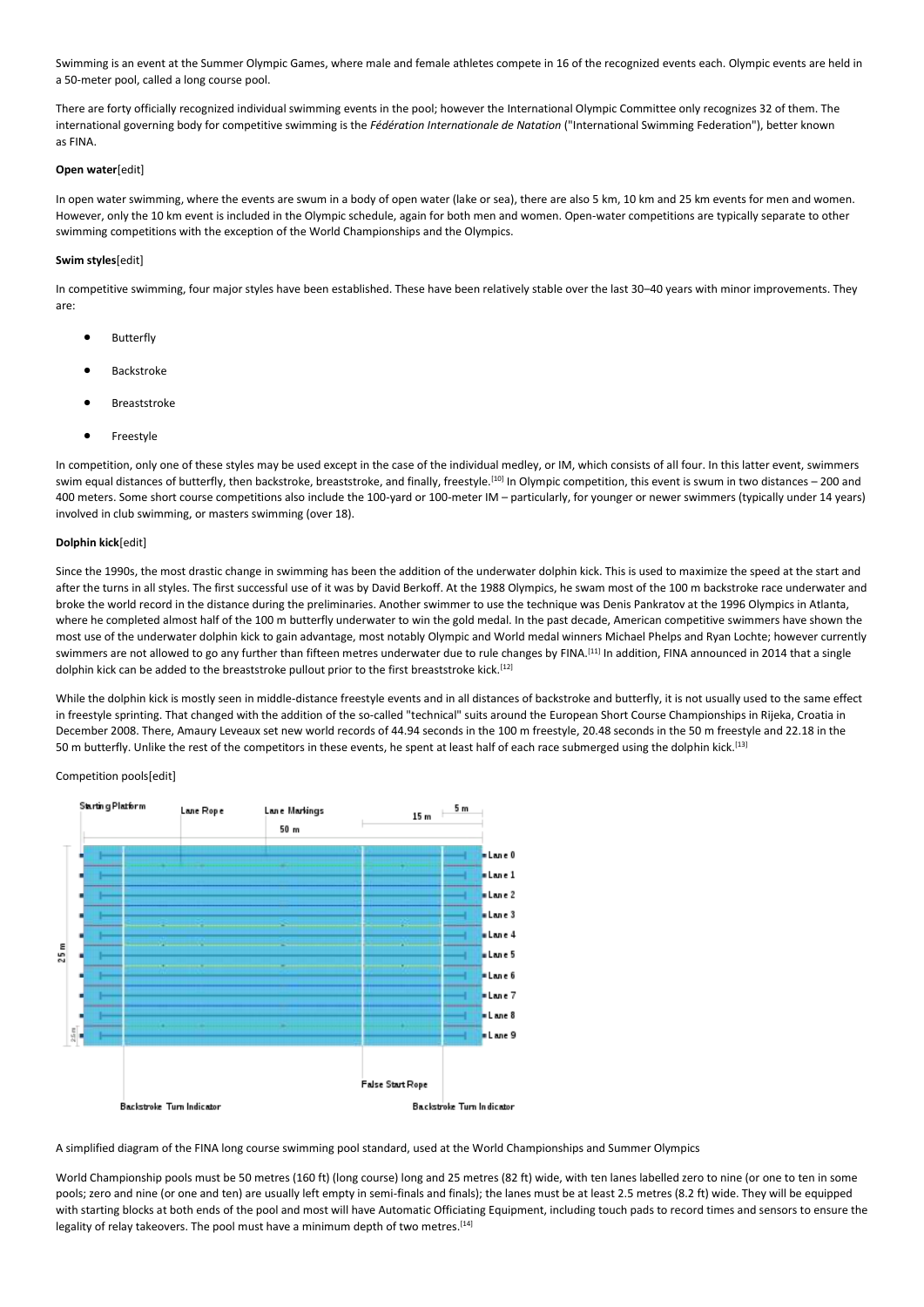Swimming is an event at the Summer Olympic Games, where male and female athletes compete in 16 of the recognized events each. Olympic events are held in a 50-meter pool, called a long course pool.

There are forty officially recognized individual swimming events in the pool; however the International Olympic Committee only recognizes 32 of them. The international governing body for competitive swimming is the *Fédération Internationale de Natation* ("International Swimming Federation"), better known as FINA.

**Open water**[edit]

In open water swimming, where the events are swum in a body of open water (lake or sea), there are also 5 km, 10 km and 25 km events for men and women. However, only the 10 km event is included in the Olympic schedule, again for both men and women. Open-water competitions are typically separate to other swimming competitions with the exception of the World Championships and the Olympics.

**Swim styles**[edit]

In competitive swimming, four major styles have been established. These have been relatively stable over the last 30–40 years with minor improvements. They are:

- Butterfly
- Backstroke
- Breaststroke
- Freestyle

In competition, only one of these styles may be used except in the case of the individual medley, or IM, which consists of all four. In this latter event, swimmers swim equal distances of butterfly, then backstroke, breaststroke, and finally, freestyle.[10] In Olympic competition, this event is swum in two distances – 200 and 400 meters. Some short course competitions also include the 100-yard or 100-meter IM – particularly, for younger or newer swimmers (typically under 14 years) involved in club swimming, or masters swimming (over 18).

**Dolphin kick**[edit]

Since the 1990s, the most drastic change in swimming has been the addition of the underwater dolphin kick. This is used to maximize the speed at the start and after the turns in all styles. The first successful use of it was by David Berkoff. At the 1988 Olympics, he swam most of the 100 m backstroke race underwater and broke the world record in the distance during the preliminaries. Another swimmer to use the technique was Denis Pankratov at the 1996 Olympics in Atlanta, where he completed almost half of the 100 m butterfly underwater to win the gold medal. In the past decade, American competitive swimmers have shown the most use of the underwater dolphin kick to gain advantage, most notably Olympic and World medal winners Michael Phelps and Ryan Lochte; however currently swimmers are not allowed to go any further than fifteen metres underwater due to rule changes by FINA.[11] In addition, FINA announced in 2014 that a single dolphin kick can be added to the breaststroke pullout prior to the first breaststroke kick.[12]

While the dolphin kick is mostly seen in middle-distance freestyle events and in all distances of backstroke and butterfly, it is not usually used to the same effect in freestyle sprinting. That changed with the addition of the so-called "technical" suits around the European Short Course Championships in Rijeka, Croatia in December 2008. There, Amaury Leveaux set new world records of 44.94 seconds in the 100 m freestyle, 20.48 seconds in the 50 m freestyle and 22.18 in the 50 m butterfly. Unlike the rest of the competitors in these events, he spent at least half of each race submerged using the dolphin kick.[13]

Competition pools[edit]

A simplified diagram of the FINA long course swimming pool standard, used at the World Championships and Summer Olympics

World Championship pools must be 50 metres (160 ft) (long course) long and 25 metres (82 ft) wide, with ten lanes labelled zero to nine (or one to ten in some pools; zero and nine (or one and ten) are usually left empty in semi-finals and finals); the lanes must be at least 2.5 metres (8.2 ft) wide. They will be equipped with starting blocks at both ends of the pool and most will have Automatic Officiating Equipment, including touch pads to record times and sensors to ensure the legality of relay takeovers. The pool must have a minimum depth of two metres.[14]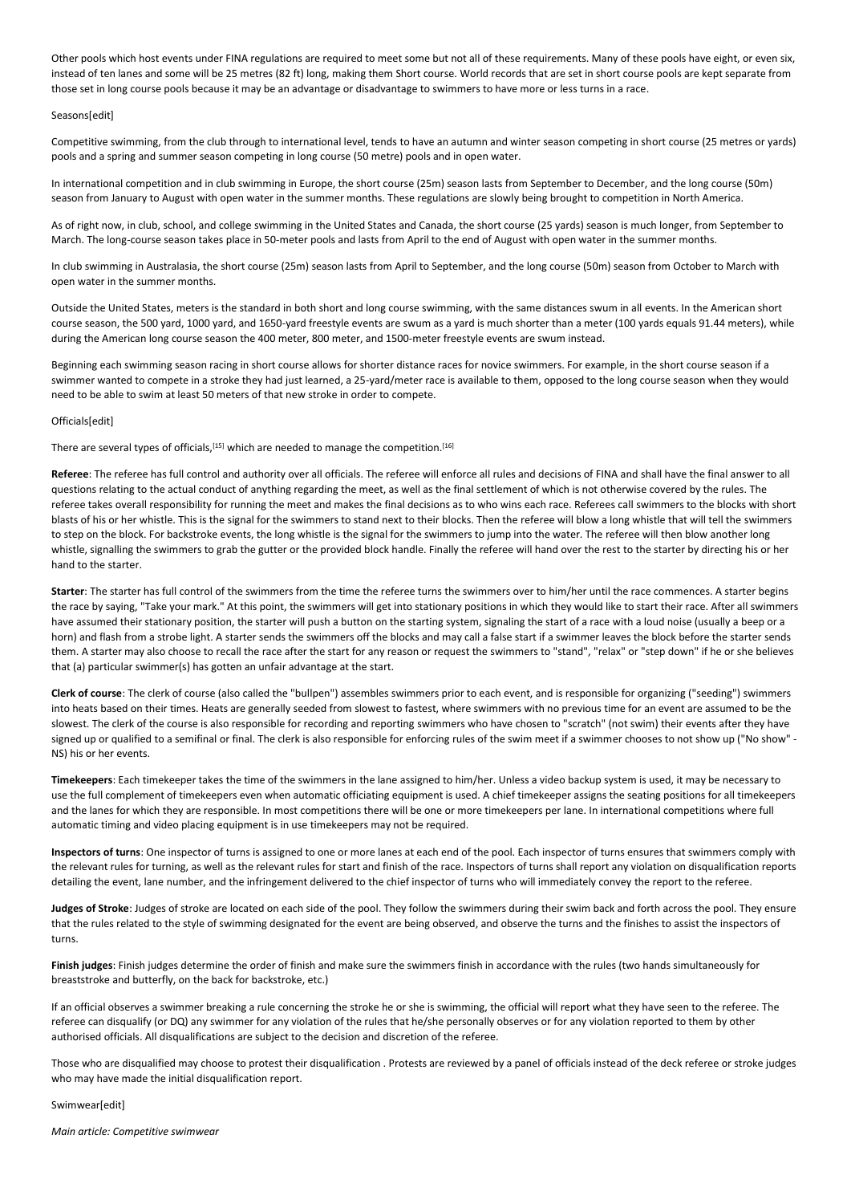Other pools which host events under FINA regulations are required to meet some but not all of these requirements. Many of these pools have eight, or even six, instead of ten lanes and some will be 25 metres (82 ft) long, making them Short course. World records that are set in short course pools are kept separate from those set in long course pools because it may be an advantage or disadvantage to swimmers to have more or less turns in a race.

## Seasons[edit]

Competitive swimming, from the club through to international level, tends to have an autumn and winter season competing in short course (25 metres or yards) pools and a spring and summer season competing in long course (50 metre) pools and in open water.

In international competition and in club swimming in Europe, the short course (25m) season lasts from September to December, and the long course (50m) season from January to August with open water in the summer months. These regulations are slowly being brought to competition in North America.

As of right now, in club, school, and college swimming in the United States and Canada, the short course (25 yards) season is much longer, from September to March. The long-course season takes place in 50-meter pools and lasts from April to the end of August with open water in the summer months.

In club swimming in Australasia, the short course (25m) season lasts from April to September, and the long course (50m) season from October to March with open water in the summer months.

Outside the United States, meters is the standard in both short and long course swimming, with the same distances swum in all events. In the American short course season, the 500 yard, 1000 yard, and 1650-yard freestyle events are swum as a yard is much shorter than a meter (100 yards equals 91.44 meters), while during the American long course season the 400 meter, 800 meter, and 1500-meter freestyle events are swum instead.

Beginning each swimming season racing in short course allows for shorter distance races for novice swimmers. For example, in the short course season if a swimmer wanted to compete in a stroke they had just learned, a 25-yard/meter race is available to them, opposed to the long course season when they would need to be able to swim at least 50 meters of that new stroke in order to compete.

## Officials[edit]

There are several types of officials,[15] which are needed to manage the competition.[16]

**Referee**: The referee has full control and authority over all officials. The referee will enforce all rules and decisions of FINA and shall have the final answer to all questions relating to the actual conduct of anything regarding the meet, as well as the final settlement of which is not otherwise covered by the rules. The referee takes overall responsibility for running the meet and makes the final decisions as to who wins each race. Referees call swimmers to the blocks with short blasts of his or her whistle. This is the signal for the swimmers to stand next to their blocks. Then the referee will blow a long whistle that will tell the swimmers to step on the block. For backstroke events, the long whistle is the signal for the swimmers to jump into the water. The referee will then blow another long whistle, signalling the swimmers to grab the gutter or the provided block handle. Finally the referee will hand over the rest to the starter by directing his or her hand to the starter.

**Starter**: The starter has full control of the swimmers from the time the referee turns the swimmers over to him/her until the race commences. A starter begins the race by saying, "Take your mark." At this point, the swimmers will get into stationary positions in which they would like to start their race. After all swimmers have assumed their stationary position, the starter will push a button on the starting system, signaling the start of a race with a loud noise (usually a beep or a horn) and flash from a strobe light. A starter sends the swimmers off the blocks and may call a false start if a swimmer leaves the block before the starter sends them. A starter may also choose to recall the race after the start for any reason or request the swimmers to "stand", "relax" or "step down" if he or she believes that (a) particular swimmer(s) has gotten an unfair advantage at the start.

**Clerk of course**: The clerk of course (also called the "bullpen") assembles swimmers prior to each event, and is responsible for organizing ("seeding") swimmers into heats based on their times. Heats are generally seeded from slowest to fastest, where swimmers with no previous time for an event are assumed to be the slowest. The clerk of the course is also responsible for recording and reporting swimmers who have chosen to "scratch" (not swim) their events after they have signed up or qualified to a semifinal or final. The clerk is also responsible for enforcing rules of the swim meet if a swimmer chooses to not show up ("No show" - NS) his or her events.

**Timekeepers**: Each timekeeper takes the time of the swimmers in the lane assigned to him/her. Unless a video backup system is used, it may be necessary to use the full complement of timekeepers even when automatic officiating equipment is used. A chief timekeeper assigns the seating positions for all timekeepers and the lanes for which they are responsible. In most competitions there will be one or more timekeepers per lane. In international competitions where full automatic timing and video placing equipment is in use timekeepers may not be required.

**Inspectors of turns**: One inspector of turns is assigned to one or more lanes at each end of the pool. Each inspector of turns ensures that swimmers comply with the relevant rules for turning, as well as the relevant rules for start and finish of the race. Inspectors of turns shall report any violation on disqualification reports detailing the event, lane number, and the infringement delivered to the chief inspector of turns who will immediately convey the report to the referee.

**Judges of Stroke**: Judges of stroke are located on each side of the pool. They follow the swimmers during their swim back and forth across the pool. They ensure that the rules related to the style of swimming designated for the event are being observed, and observe the turns and the finishes to assist the inspectors of turns.

**Finish judges**: Finish judges determine the order of finish and make sure the swimmers finish in accordance with the rules (two hands simultaneously for breaststroke and butterfly, on the back for backstroke, etc.)

If an official observes a swimmer breaking a rule concerning the stroke he or she is swimming, the official will report what they have seen to the referee. The referee can disqualify (or DQ) any swimmer for any violation of the rules that he/she personally observes or for any violation reported to them by other authorised officials. All disqualifications are subject to the decision and discretion of the referee.

Those who are disqualified may choose to protest their disqualification . Protests are reviewed by a panel of officials instead of the deck referee or stroke judges who may have made the initial disqualification report.

## Swimwear[edit]

*Main article: Competitive swimwear*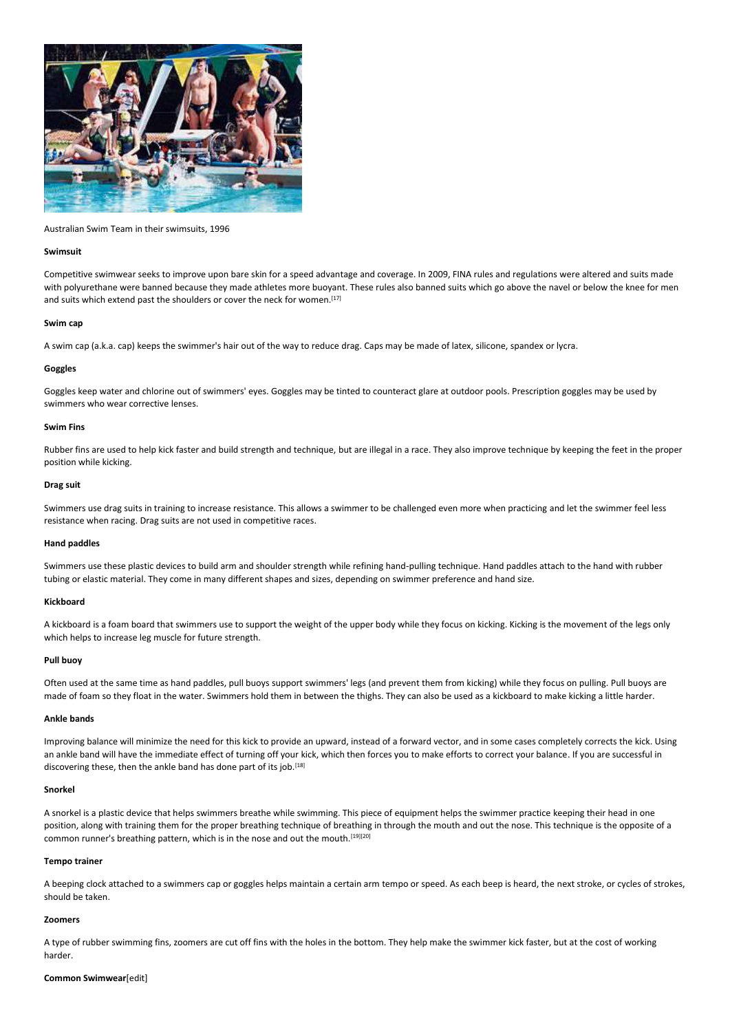Australian Swim Team in their swimsuits, 1996

### Swimsuit

Competitive swimwear seeks to improve upon bare skin for a speed advantage and coverage. In 2009, FINA rules and regulations were altered and suits made with polyurethane were banned because they made athletes more buoyant. These rules also banned suits which go above the navel or below the knee for men and suits which extend past the shoulders or cover the neck for women.[17]

### Swim cap

A swim cap (a.k.a. cap) keeps the swimmer's hair out of the way to reduce drag. Caps may be made of latex, silicone, spandex or lycra.

### Goggles

Goggles keep water and chlorine out of swimmers' eyes. Goggles may be tinted to counteract glare at outdoor pools. Prescription goggles may be used by swimmers who wear corrective lenses.

### Swim Fins

Rubber fins are used to help kick faster and build strength and technique, but are illegal in a race. They also improve technique by keeping the feet in the proper position while kicking.

### Drag suit

Swimmers use drag suits in training to increase resistance. This allows a swimmer to be challenged even more when practicing and let the swimmer feel less resistance when racing. Drag suits are not used in competitive races.

### Hand paddles

Swimmers use these plastic devices to build arm and shoulder strength while refining hand-pulling technique. Hand paddles attach to the hand with rubber tubing or elastic material. They come in many different shapes and sizes, depending on swimmer preference and hand size.

### Kickboard

A kickboard is a foam board that swimmers use to support the weight of the upper body while they focus on kicking. Kicking is the movement of the legs only which helps to increase leg muscle for future strength.

### Pull buoy

Often used at the same time as hand paddles, pull buoys support swimmers' legs (and prevent them from kicking) while they focus on pulling. Pull buoys are made of foam so they float in the water. Swimmers hold them in between the thighs. They can also be used as a kickboard to make kicking a little harder.

### Ankle bands

Improving balance will minimize the need for this kick to provide an upward, instead of a forward vector, and in some cases completely corrects the kick. Using an ankle band will have the immediate effect of turning off your kick, which then forces you to make efforts to correct your balance. If you are successful in discovering these, then the ankle band has done part of its job.[18]

### Snorkel

A snorkel is a plastic device that helps swimmers breathe while swimming. This piece of equipment helps the swimmer practice keeping their head in one position, along with training them for the proper breathing technique of breathing in through the mouth and out the nose. This technique is the opposite of a common runner's breathing pattern, which is in the nose and out the mouth.[19][20]

### Tempo trainer

A beeping clock attached to a swimmers cap or goggles helps maintain a certain arm tempo or speed. As each beep is heard, the next stroke, or cycles of strokes, should be taken.

### Zoomers

A type of rubber swimming fins, zoomers are cut off fins with the holes in the bottom. They help make the swimmer kick faster, but at the cost of working harder.

### Common Swimwear[edit]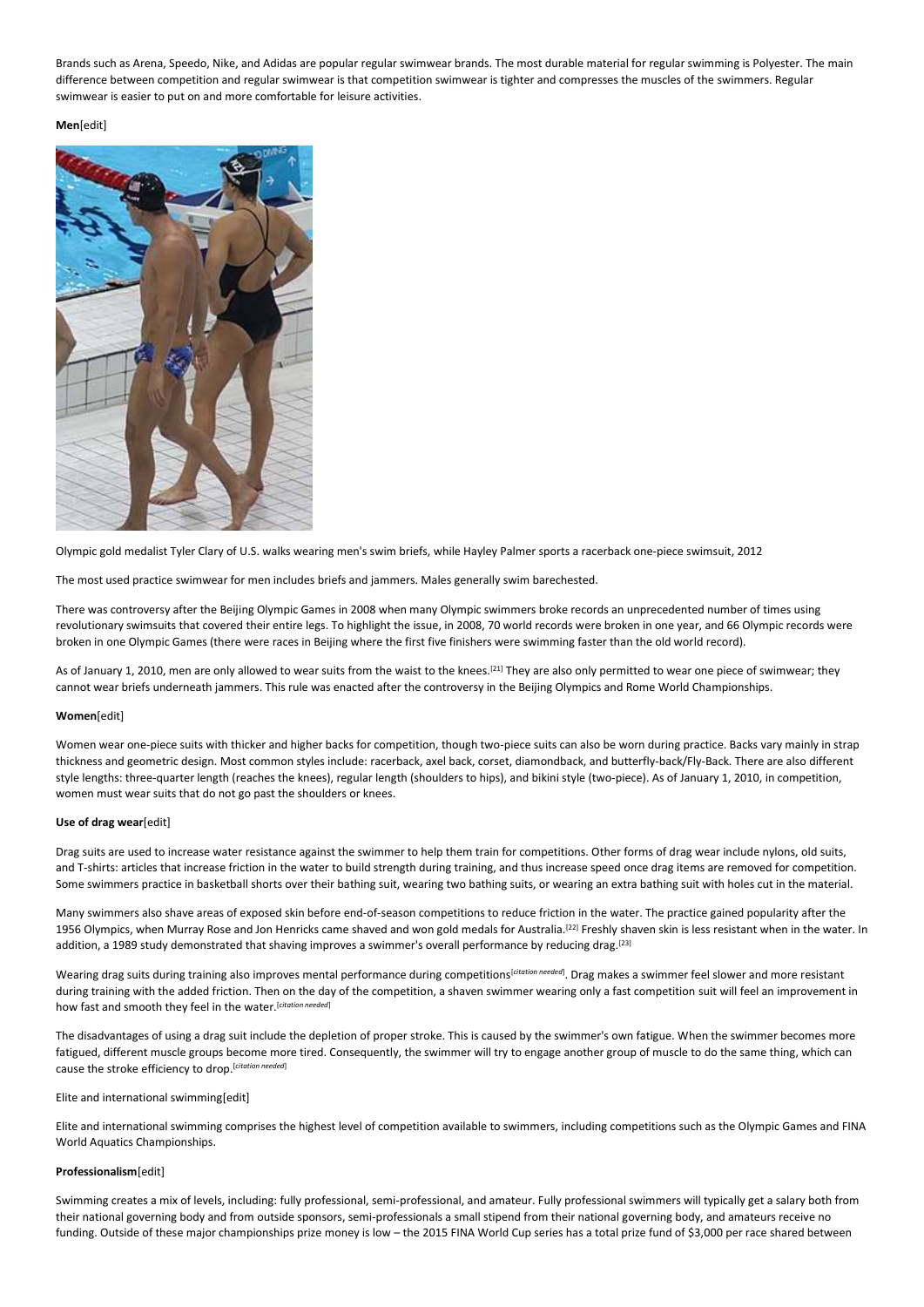Brands such as Arena, Speedo, Nike, and Adidas are popular regular swimwear brands. The most durable material for regular swimming is Polyester. The main difference between competition and regular swimwear is that competition swimwear is tighter and compresses the muscles of the swimmers. Regular swimwear is easier to put on and more comfortable for leisure activities.

**Men**[edit]

Olympic gold medalist Tyler Clary of U.S. walks wearing men's swim briefs, while Hayley Palmer sports a racerback one-piece swimsuit, 2012

The most used practice swimwear for men includes briefs and jammers. Males generally swim barechested.

There was controversy after the Beijing Olympic Games in 2008 when many Olympic swimmers broke records an unprecedented number of times using revolutionary swimsuits that covered their entire legs. To highlight the issue, in 2008, 70 world records were broken in one year, and 66 Olympic records were broken in one Olympic Games (there were races in Beijing where the first five finishers were swimming faster than the old world record).

As of January 1, 2010, men are only allowed to wear suits from the waist to the knees.[21] They are also only permitted to wear one piece of swimwear; they cannot wear briefs underneath jammers. This rule was enacted after the controversy in the Beijing Olympics and Rome World Championships.

**Women**[edit]

Women wear one-piece suits with thicker and higher backs for competition, though two-piece suits can also be worn during practice. Backs vary mainly in strap thickness and geometric design. Most common styles include: racerback, axel back, corset, diamondback, and butterfly-back/Fly-Back. There are also different style lengths: three-quarter length (reaches the knees), regular length (shoulders to hips), and bikini style (two-piece). As of January 1, 2010, in competition, women must wear suits that do not go past the shoulders or knees.

**Use of drag wear**[edit]

Drag suits are used to increase water resistance against the swimmer to help them train for competitions. Other forms of drag wear include nylons, old suits, and T-shirts: articles that increase friction in the water to build strength during training, and thus increase speed once drag items are removed for competition. Some swimmers practice in basketball shorts over their bathing suit, wearing two bathing suits, or wearing an extra bathing suit with holes cut in the material.

Many swimmers also shave areas of exposed skin before end-of-season competitions to reduce friction in the water. The practice gained popularity after the 1956 Olympics, when Murray Rose and Jon Henricks came shaved and won gold medals for Australia.[22] Freshly shaven skin is less resistant when in the water. In addition, a 1989 study demonstrated that shaving improves a swimmer's overall performance by reducing drag.[23]

Wearing drag suits during training also improves mental performance during competitions[citation needed]. Drag makes a swimmer feel slower and more resistant during training with the added friction. Then on the day of the competition, a shaven swimmer wearing only a fast competition suit will feel an improvement in how fast and smooth they feel in the water.[citation needed]

The disadvantages of using a drag suit include the depletion of proper stroke. This is caused by the swimmer's own fatigue. When the swimmer becomes more fatigued, different muscle groups become more tired. Consequently, the swimmer will try to engage another group of muscle to do the same thing, which can cause the stroke efficiency to drop.[citation needed]

Elite and international swimming[edit]

Elite and international swimming comprises the highest level of competition available to swimmers, including competitions such as the Olympic Games and FINA World Aquatics Championships.

**Professionalism**[edit]

Swimming creates a mix of levels, including: fully professional, semi-professional, and amateur. Fully professional swimmers will typically get a salary both from their national governing body and from outside sponsors, semi-professionals a small stipend from their national governing body, and amateurs receive no funding. Outside of these major championships prize money is low – the 2015 FINA World Cup series has a total prize fund of $3,000 per race shared between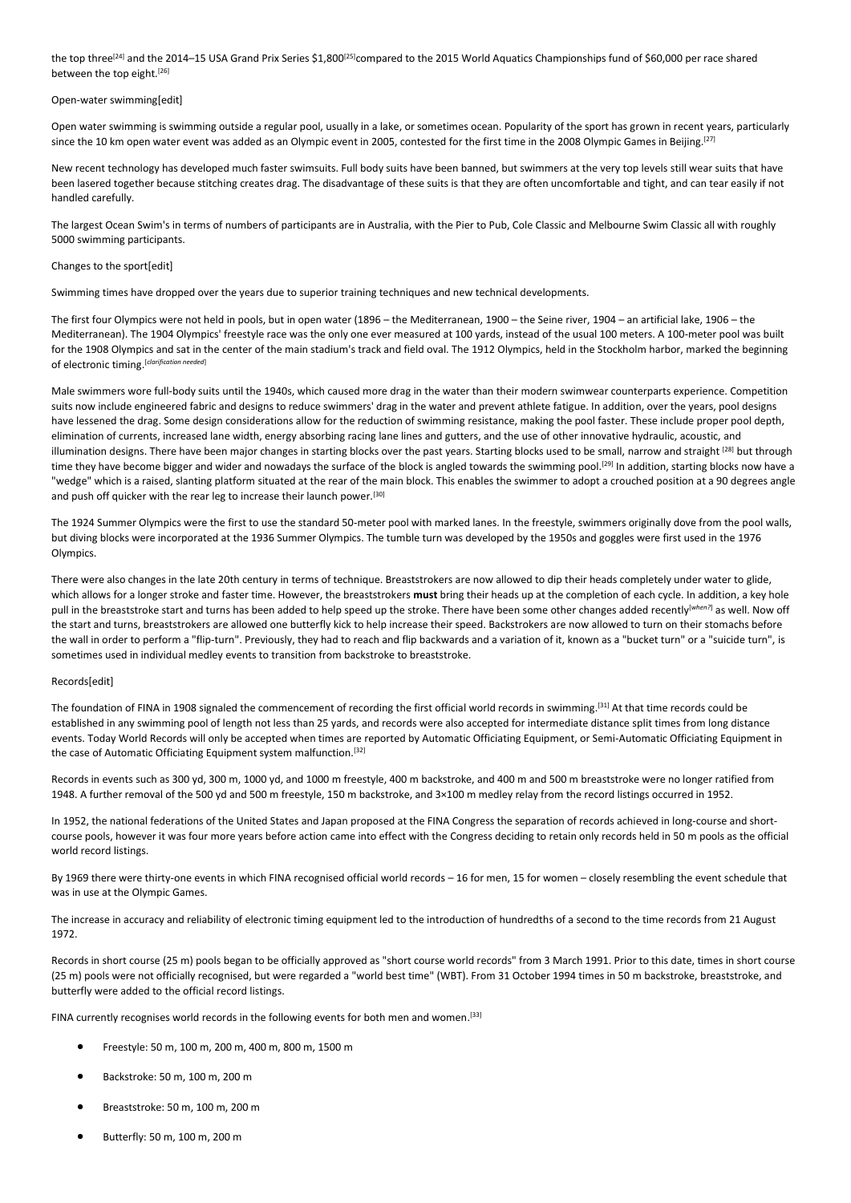the top three[24] and the 2014–15 USA Grand Prix Series $1,800[25]compared to the 2015 World Aquatics Championships fund of $60,000 per race shared between the top eight.[26]

## Open-water swimming[edit]

Open water swimming is swimming outside a regular pool, usually in a lake, or sometimes ocean. Popularity of the sport has grown in recent years, particularly since the 10 km open water event was added as an Olympic event in 2005, contested for the first time in the 2008 Olympic Games in Beijing.[27]

New recent technology has developed much faster swimsuits. Full body suits have been banned, but swimmers at the very top levels still wear suits that have been lasered together because stitching creates drag. The disadvantage of these suits is that they are often uncomfortable and tight, and can tear easily if not handled carefully.

The largest Ocean Swim's in terms of numbers of participants are in Australia, with the Pier to Pub, Cole Classic and Melbourne Swim Classic all with roughly 5000 swimming participants.

## Changes to the sport[edit]

Swimming times have dropped over the years due to superior training techniques and new technical developments.

The first four Olympics were not held in pools, but in open water (1896 – the Mediterranean, 1900 – the Seine river, 1904 – an artificial lake, 1906 – the Mediterranean). The 1904 Olympics' freestyle race was the only one ever measured at 100 yards, instead of the usual 100 meters. A 100-meter pool was built for the 1908 Olympics and sat in the center of the main stadium's track and field oval. The 1912 Olympics, held in the Stockholm harbor, marked the beginning of electronic timing.[clarification needed]

Male swimmers wore full-body suits until the 1940s, which caused more drag in the water than their modern swimwear counterparts experience. Competition suits now include engineered fabric and designs to reduce swimmers' drag in the water and prevent athlete fatigue. In addition, over the years, pool designs have lessened the drag. Some design considerations allow for the reduction of swimming resistance, making the pool faster. These include proper pool depth, elimination of currents, increased lane width, energy absorbing racing lane lines and gutters, and the use of other innovative hydraulic, acoustic, and illumination designs. There have been major changes in starting blocks over the past years. Starting blocks used to be small, narrow and straight [28] but through time they have become bigger and wider and nowadays the surface of the block is angled towards the swimming pool.[29] In addition, starting blocks now have a "wedge" which is a raised, slanting platform situated at the rear of the main block. This enables the swimmer to adopt a crouched position at a 90 degrees angle and push off quicker with the rear leg to increase their launch power.[30]

The 1924 Summer Olympics were the first to use the standard 50-meter pool with marked lanes. In the freestyle, swimmers originally dove from the pool walls, but diving blocks were incorporated at the 1936 Summer Olympics. The tumble turn was developed by the 1950s and goggles were first used in the 1976 Olympics.

There were also changes in the late 20th century in terms of technique. Breaststrokers are now allowed to dip their heads completely under water to glide, which allows for a longer stroke and faster time. However, the breaststrokers **must** bring their heads up at the completion of each cycle. In addition, a key hole pull in the breaststroke start and turns has been added to help speed up the stroke. There have been some other changes added recently[when?] as well. Now off the start and turns, breaststrokers are allowed one butterfly kick to help increase their speed. Backstrokers are now allowed to turn on their stomachs before the wall in order to perform a "flip-turn". Previously, they had to reach and flip backwards and a variation of it, known as a "bucket turn" or a "suicide turn", is sometimes used in individual medley events to transition from backstroke to breaststroke.

## Records[edit]

The foundation of FINA in 1908 signaled the commencement of recording the first official world records in swimming.[31] At that time records could be established in any swimming pool of length not less than 25 yards, and records were also accepted for intermediate distance split times from long distance events. Today World Records will only be accepted when times are reported by Automatic Officiating Equipment, or Semi-Automatic Officiating Equipment in the case of Automatic Officiating Equipment system malfunction.[32]

Records in events such as 300 yd, 300 m, 1000 yd, and 1000 m freestyle, 400 m backstroke, and 400 m and 500 m breaststroke were no longer ratified from 1948. A further removal of the 500 yd and 500 m freestyle, 150 m backstroke, and 3×100 m medley relay from the record listings occurred in 1952.

In 1952, the national federations of the United States and Japan proposed at the FINA Congress the separation of records achieved in long-course and short-course pools, however it was four more years before action came into effect with the Congress deciding to retain only records held in 50 m pools as the official world record listings.

By 1969 there were thirty-one events in which FINA recognised official world records – 16 for men, 15 for women – closely resembling the event schedule that was in use at the Olympic Games.

The increase in accuracy and reliability of electronic timing equipment led to the introduction of hundredths of a second to the time records from 21 August 1972.

Records in short course (25 m) pools began to be officially approved as "short course world records" from 3 March 1991. Prior to this date, times in short course (25 m) pools were not officially recognised, but were regarded a "world best time" (WBT). From 31 October 1994 times in 50 m backstroke, breaststroke, and butterfly were added to the official record listings.

FINA currently recognises world records in the following events for both men and women.[33]

- Freestyle: 50 m, 100 m, 200 m, 400 m, 800 m, 1500 m
- Backstroke: 50 m, 100 m, 200 m
- Breaststroke: 50 m, 100 m, 200 m
- Butterfly: 50 m, 100 m, 200 m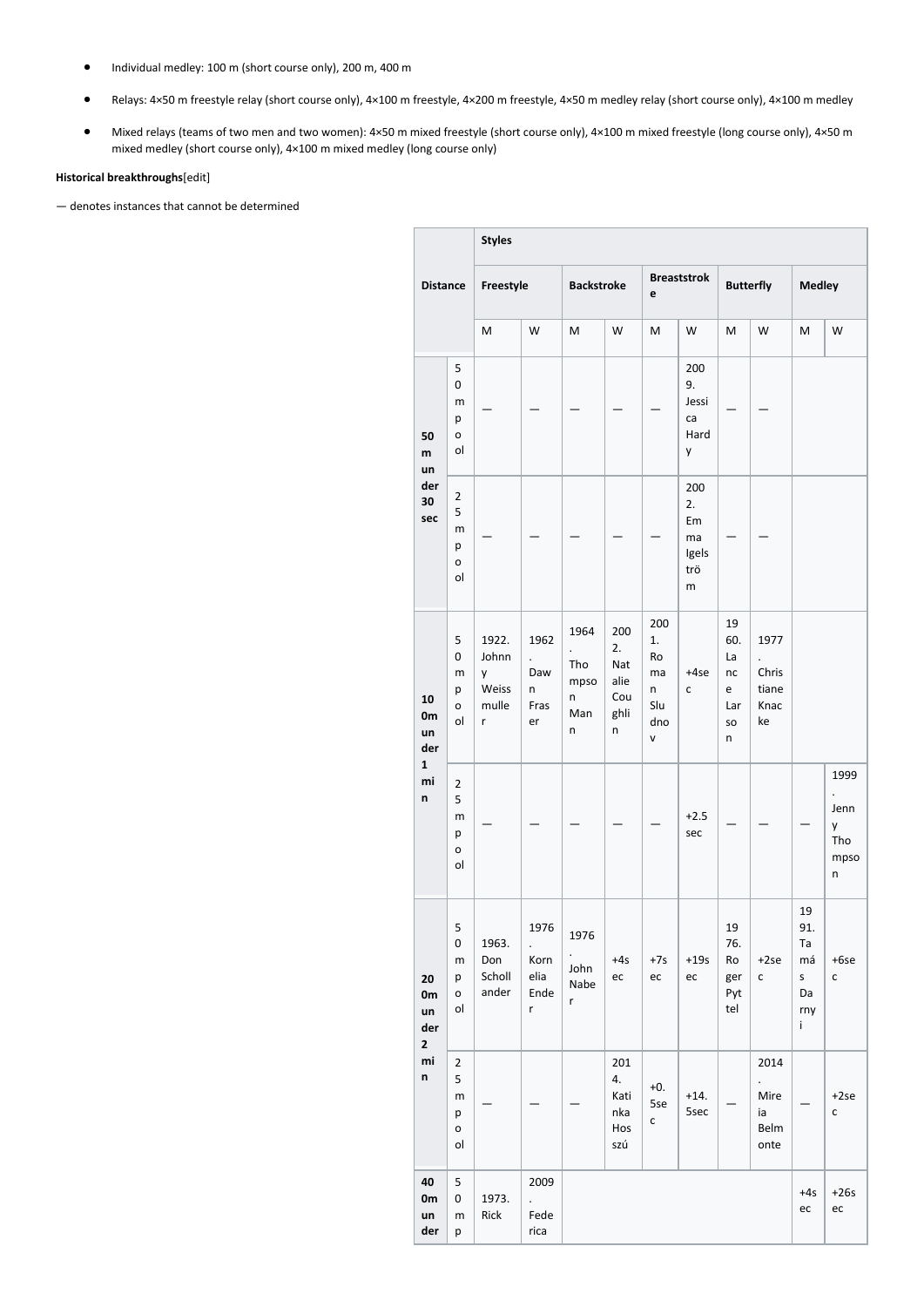- Individual medley: 100 m (short course only), 200 m, 400 m
- Relays: 4×50 m freestyle relay (short course only), 4×100 m freestyle, 4×200 m freestyle, 4×50 m medley relay (short course only), 4×100 m medley
- Mixed relays (teams of two men and two women): 4×50 m mixed freestyle (short course only), 4×100 m mixed freestyle (long course only), 4×50 m mixed medley (short course only), 4×100 m mixed medley (long course only)

**Historical breakthroughs**[edit]

— denotes instances that cannot be determined

| Distance | | Styles | | | | | | | | | |
|---|---|---|---|---|---|---|---|---|---|---|---|
| | | Freestyle | | Backstroke | | Breaststroke | | Butterfly | | Medley | |
| | | M | W | M | W | M | W | M | W | M | W |
| 50 m under 30 sec | 50 m pool | — | — | — | — | — | 2009. Jessica Hardy | — | — | | |
| | 25 m pool | — | — | — | — | — | 2002. Emma Igelström | — | — | | |
| 100m under 1 min | 50 m pool | 1922. Johnny Weissmuller | 1962. Dawn Fraser | 1964. Thompson Mann | 2002. Natalie Coughlin | 2001. Roman Sludnov | +4sec | 1960. Lance Larson | 1977. Christiane Knacke | | |
| | 25 m pool | — | — | — | — | — | +2.5 sec | — | — | — | 1999. Jenny Thompson |
| 200m under 2 min | 50 m pool | 1963. Don Schollander | 1976. Kornelia Ender | 1976. John Naber | +4sec | +7sec | +19sec | 1976. Roger Pyttel | +2sec | 1991. Tamás Darnyi | +6sec |
| | 25 m pool | — | — | — | 2014. Katinka Hosszú | +0.5sec | +14.5sec | — | 2014. Mireia Belmonte | — | +2sec |
| 400m under | 50 m p | 1973. Rick | 2009. Federica | | | | | | | +4sec | +26sec |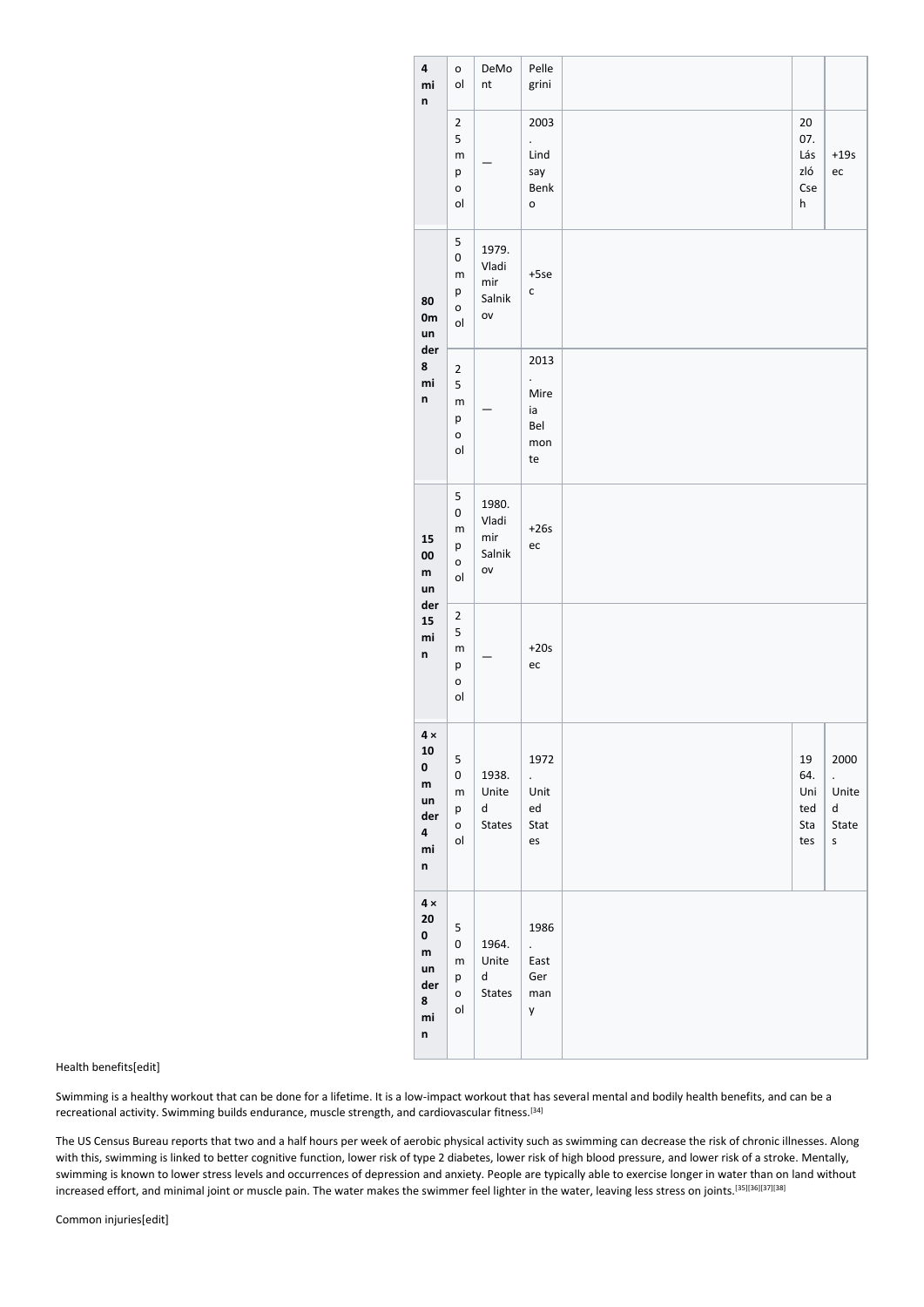| 4 min | ool | DeMont | Pellegrini | | | |
|---|---|---|---|---|---|---|
| | 25 m pool | — | 2003. Lindsay Benko | | 2007. László Cseh | +19sec |
| 800m under 8 min | 50 m pool | 1979. Vladimir Salnikov | +5sec | | | |
| | 25 m pool | — | 2013. Mireia Belmonte | | | |
| 1500 m under 15 min | 50 m pool | 1980. Vladimir Salnikov | +26sec | | | |
| | 25 m pool | — | +20sec | | | |
| 4 × 100 m under 4 min | 50 m pool | 1938. United States | 1972. United States | | 1964. United States | 2000. United States |
| 4 × 200 m under 8 min | 50 m pool | 1964. United States | 1986. East Germany | | | |

Health benefits[edit]

Swimming is a healthy workout that can be done for a lifetime. It is a low-impact workout that has several mental and bodily health benefits, and can be a recreational activity. Swimming builds endurance, muscle strength, and cardiovascular fitness.[34]

The US Census Bureau reports that two and a half hours per week of aerobic physical activity such as swimming can decrease the risk of chronic illnesses. Along with this, swimming is linked to better cognitive function, lower risk of type 2 diabetes, lower risk of high blood pressure, and lower risk of a stroke. Mentally, swimming is known to lower stress levels and occurrences of depression and anxiety. People are typically able to exercise longer in water than on land without increased effort, and minimal joint or muscle pain. The water makes the swimmer feel lighter in the water, leaving less stress on joints.[35][36][37][38]

Common injuries[edit]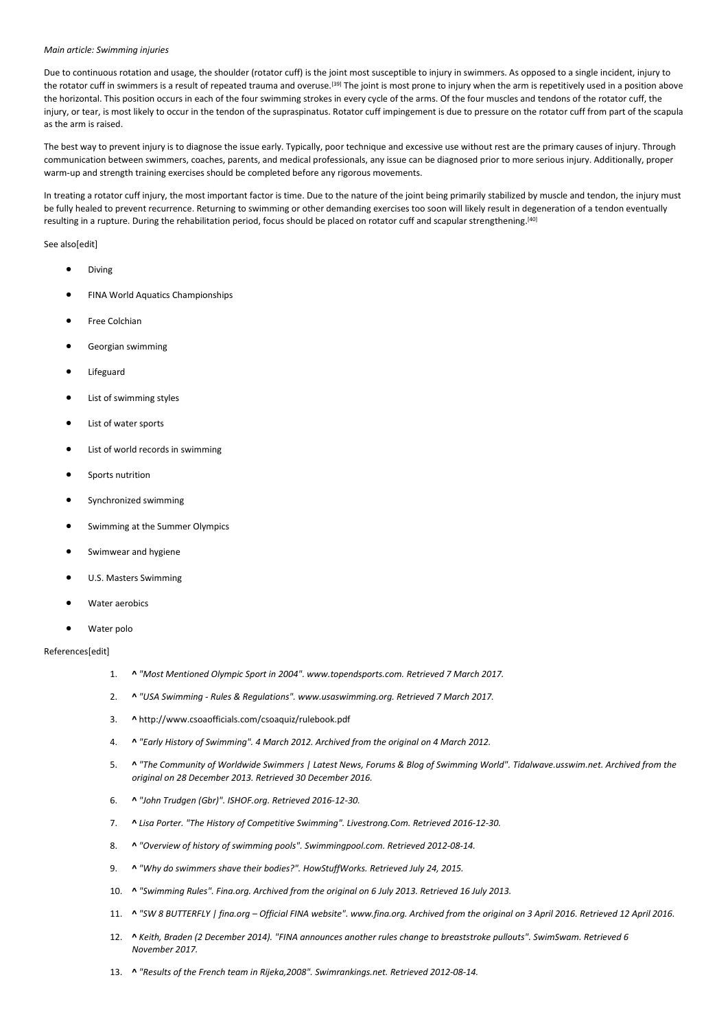*Main article: Swimming injuries*

Due to continuous rotation and usage, the shoulder (rotator cuff) is the joint most susceptible to injury in swimmers. As opposed to a single incident, injury to the rotator cuff in swimmers is a result of repeated trauma and overuse.[39] The joint is most prone to injury when the arm is repetitively used in a position above the horizontal. This position occurs in each of the four swimming strokes in every cycle of the arms. Of the four muscles and tendons of the rotator cuff, the injury, or tear, is most likely to occur in the tendon of the supraspinatus. Rotator cuff impingement is due to pressure on the rotator cuff from part of the scapula as the arm is raised.

The best way to prevent injury is to diagnose the issue early. Typically, poor technique and excessive use without rest are the primary causes of injury. Through communication between swimmers, coaches, parents, and medical professionals, any issue can be diagnosed prior to more serious injury. Additionally, proper warm-up and strength training exercises should be completed before any rigorous movements.

In treating a rotator cuff injury, the most important factor is time. Due to the nature of the joint being primarily stabilized by muscle and tendon, the injury must be fully healed to prevent recurrence. Returning to swimming or other demanding exercises too soon will likely result in degeneration of a tendon eventually resulting in a rupture. During the rehabilitation period, focus should be placed on rotator cuff and scapular strengthening.[40]

See also[edit]

- Diving
- FINA World Aquatics Championships
- Free Colchian
- Georgian swimming
- Lifeguard
- List of swimming styles
- List of water sports
- List of world records in swimming
- Sports nutrition
- Synchronized swimming
- Swimming at the Summer Olympics
- Swimwear and hygiene
- U.S. Masters Swimming
- Water aerobics
- Water polo

References[edit]

1. **^** *"Most Mentioned Olympic Sport in 2004". www.topendsports.com. Retrieved 7 March 2017.*
2. **^** *"USA Swimming - Rules & Regulations". www.usaswimming.org. Retrieved 7 March 2017.*
3. **^** http://www.csoaofficials.com/csoaquiz/rulebook.pdf
4. **^** *"Early History of Swimming". 4 March 2012. Archived from the original on 4 March 2012.*
5. **^** *"The Community of Worldwide Swimmers | Latest News, Forums & Blog of Swimming World". Tidalwave.usswim.net. Archived from the original on 28 December 2013. Retrieved 30 December 2016.*
6. **^** *"John Trudgen (Gbr)". ISHOF.org. Retrieved 2016-12-30.*
7. **^** *Lisa Porter. "The History of Competitive Swimming". Livestrong.Com. Retrieved 2016-12-30.*
8. **^** *"Overview of history of swimming pools". Swimmingpool.com. Retrieved 2012-08-14.*
9. **^** *"Why do swimmers shave their bodies?". HowStuffWorks. Retrieved July 24, 2015.*
10. **^** *"Swimming Rules". Fina.org. Archived from the original on 6 July 2013. Retrieved 16 July 2013.*
11. **^** *"SW 8 BUTTERFLY | fina.org – Official FINA website". www.fina.org. Archived from the original on 3 April 2016. Retrieved 12 April 2016.*
12. **^** *Keith, Braden (2 December 2014). "FINA announces another rules change to breaststroke pullouts". SwimSwam. Retrieved 6 November 2017.*
13. **^** *"Results of the French team in Rijeka,2008". Swimrankings.net. Retrieved 2012-08-14.*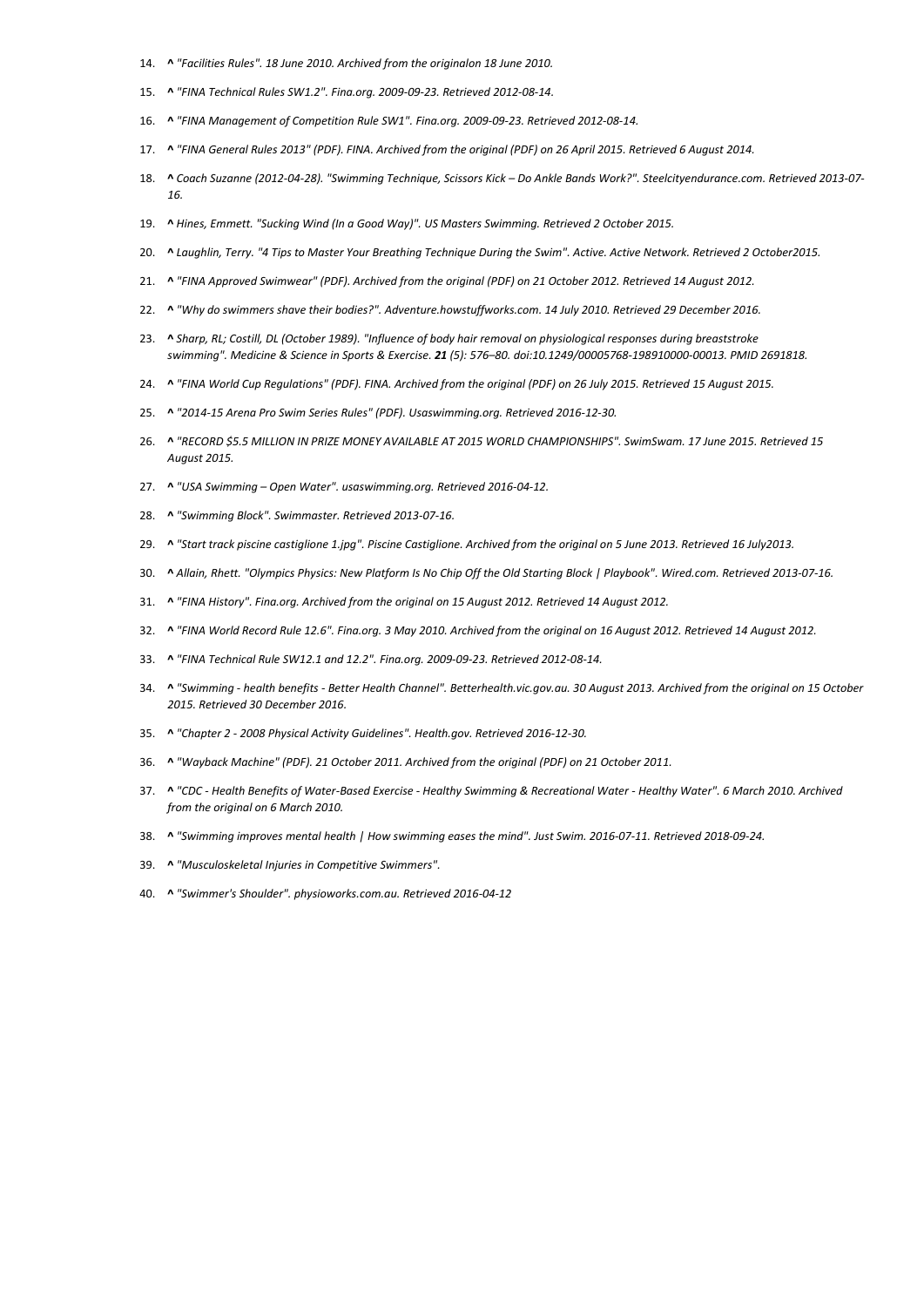14. **^** *"Facilities Rules". 18 June 2010. Archived from the originalon 18 June 2010.*
15. **^** *"FINA Technical Rules SW1.2". Fina.org. 2009-09-23. Retrieved 2012-08-14.*
16. **^** *"FINA Management of Competition Rule SW1". Fina.org. 2009-09-23. Retrieved 2012-08-14.*
17. **^** *"FINA General Rules 2013" (PDF). FINA. Archived from the original (PDF) on 26 April 2015. Retrieved 6 August 2014.*
18. **^** *Coach Suzanne (2012-04-28). "Swimming Technique, Scissors Kick – Do Ankle Bands Work?". Steelcityendurance.com. Retrieved 2013-07-16.*
19. **^** *Hines, Emmett. "Sucking Wind (In a Good Way)". US Masters Swimming. Retrieved 2 October 2015.*
20. **^** *Laughlin, Terry. "4 Tips to Master Your Breathing Technique During the Swim". Active. Active Network. Retrieved 2 October2015.*
21. **^** *"FINA Approved Swimwear" (PDF). Archived from the original (PDF) on 21 October 2012. Retrieved 14 August 2012.*
22. **^** *"Why do swimmers shave their bodies?". Adventure.howstuffworks.com. 14 July 2010. Retrieved 29 December 2016.*
23. **^** *Sharp, RL; Costill, DL (October 1989). "Influence of body hair removal on physiological responses during breaststroke swimming". Medicine & Science in Sports & Exercise.* ***21*** *(5): 576–80. doi:10.1249/00005768-198910000-00013. PMID 2691818.*
24. **^** *"FINA World Cup Regulations" (PDF). FINA. Archived from the original (PDF) on 26 July 2015. Retrieved 15 August 2015.*
25. **^** *"2014-15 Arena Pro Swim Series Rules" (PDF). Usaswimming.org. Retrieved 2016-12-30.*
26. **^** *"RECORD $5.5 MILLION IN PRIZE MONEY AVAILABLE AT 2015 WORLD CHAMPIONSHIPS". SwimSwam. 17 June 2015. Retrieved 15 August 2015.*
27. **^** *"USA Swimming – Open Water". usaswimming.org. Retrieved 2016-04-12.*
28. **^** *"Swimming Block". Swimmaster. Retrieved 2013-07-16.*
29. **^** *"Start track piscine castiglione 1.jpg". Piscine Castiglione. Archived from the original on 5 June 2013. Retrieved 16 July2013.*
30. **^** *Allain, Rhett. "Olympics Physics: New Platform Is No Chip Off the Old Starting Block | Playbook". Wired.com. Retrieved 2013-07-16.*
31. **^** *"FINA History". Fina.org. Archived from the original on 15 August 2012. Retrieved 14 August 2012.*
32. **^** *"FINA World Record Rule 12.6". Fina.org. 3 May 2010. Archived from the original on 16 August 2012. Retrieved 14 August 2012.*
33. **^** *"FINA Technical Rule SW12.1 and 12.2". Fina.org. 2009-09-23. Retrieved 2012-08-14.*
34. **^** *"Swimming - health benefits - Better Health Channel". Betterhealth.vic.gov.au. 30 August 2013. Archived from the original on 15 October 2015. Retrieved 30 December 2016.*
35. **^** *"Chapter 2 - 2008 Physical Activity Guidelines". Health.gov. Retrieved 2016-12-30.*
36. **^** *"Wayback Machine" (PDF). 21 October 2011. Archived from the original (PDF) on 21 October 2011.*
37. **^** *"CDC - Health Benefits of Water-Based Exercise - Healthy Swimming & Recreational Water - Healthy Water". 6 March 2010. Archived from the original on 6 March 2010.*
38. **^** *"Swimming improves mental health | How swimming eases the mind". Just Swim. 2016-07-11. Retrieved 2018-09-24.*
39. **^** *"Musculoskeletal Injuries in Competitive Swimmers".*
40. **^** *"Swimmer's Shoulder". physioworks.com.au. Retrieved 2016-04-12*